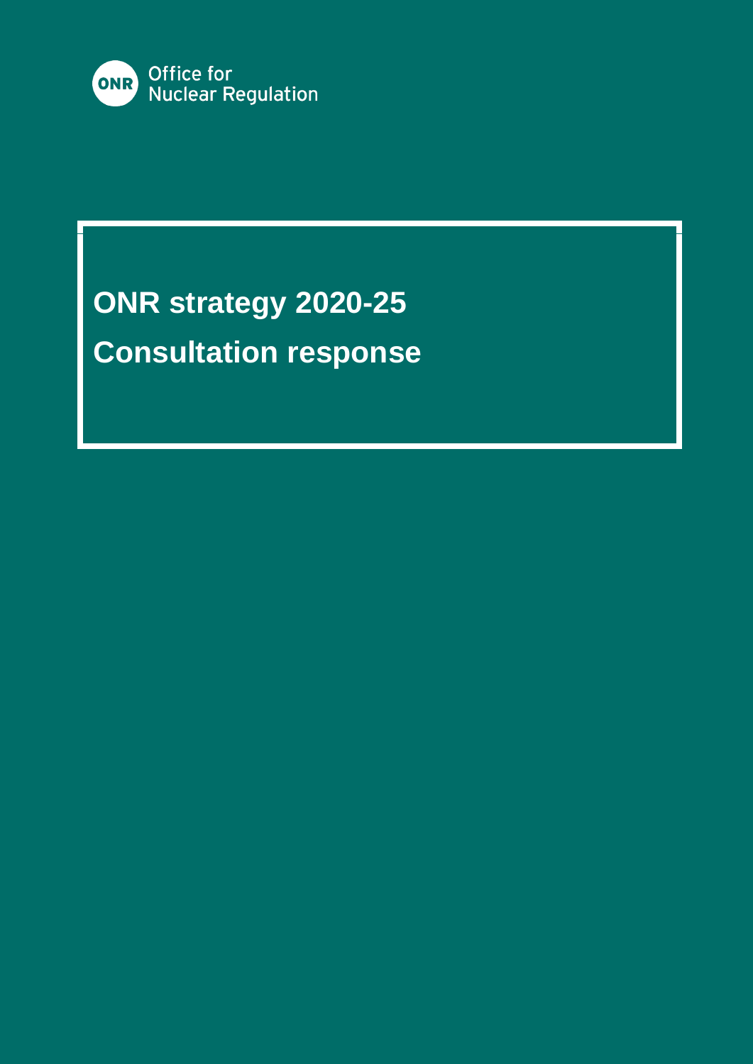Office for Nuclear Regulation

# ONR strategy 2020-25

# Consultation response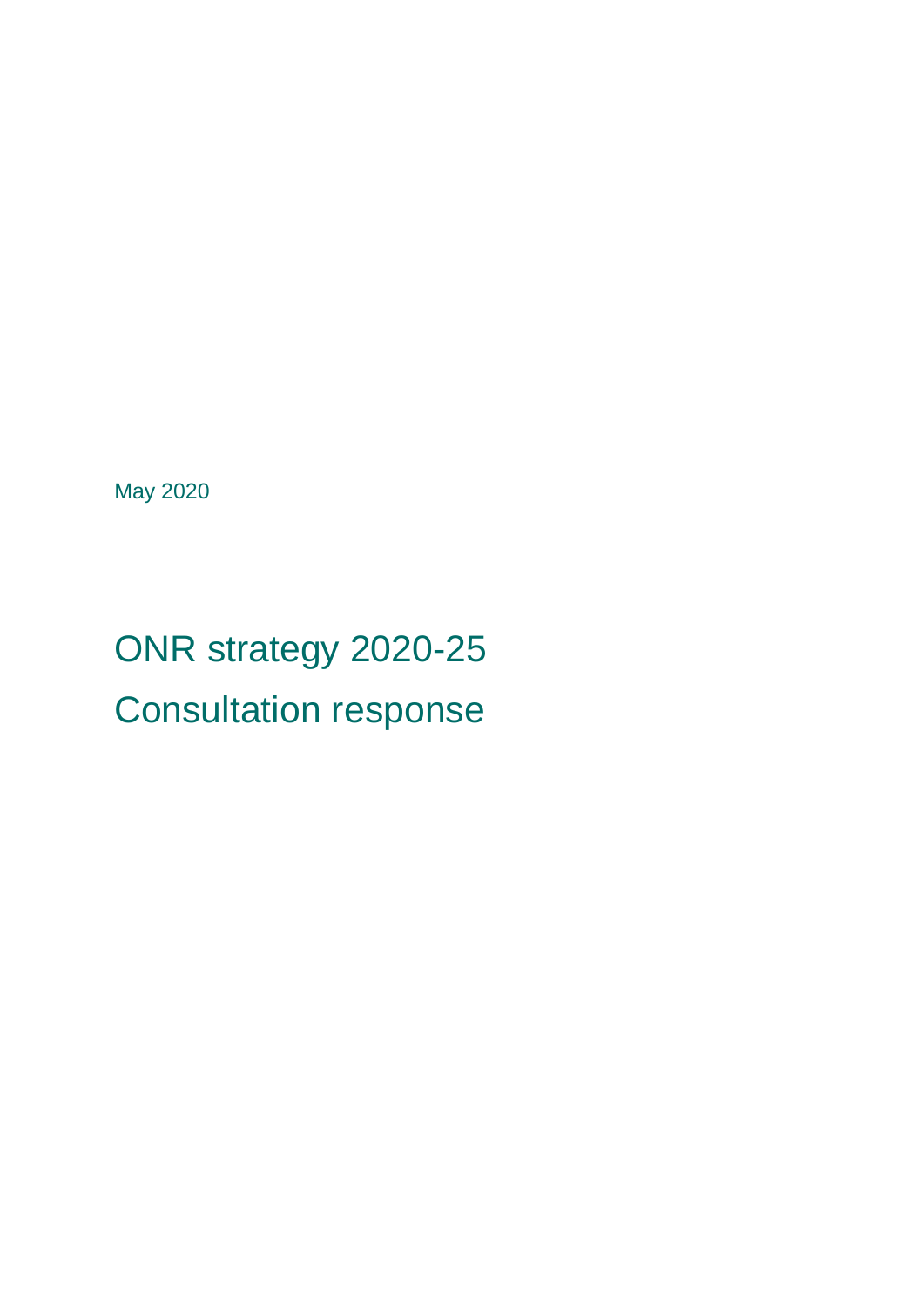May 2020

# ONR strategy 2020-25
# Consultation response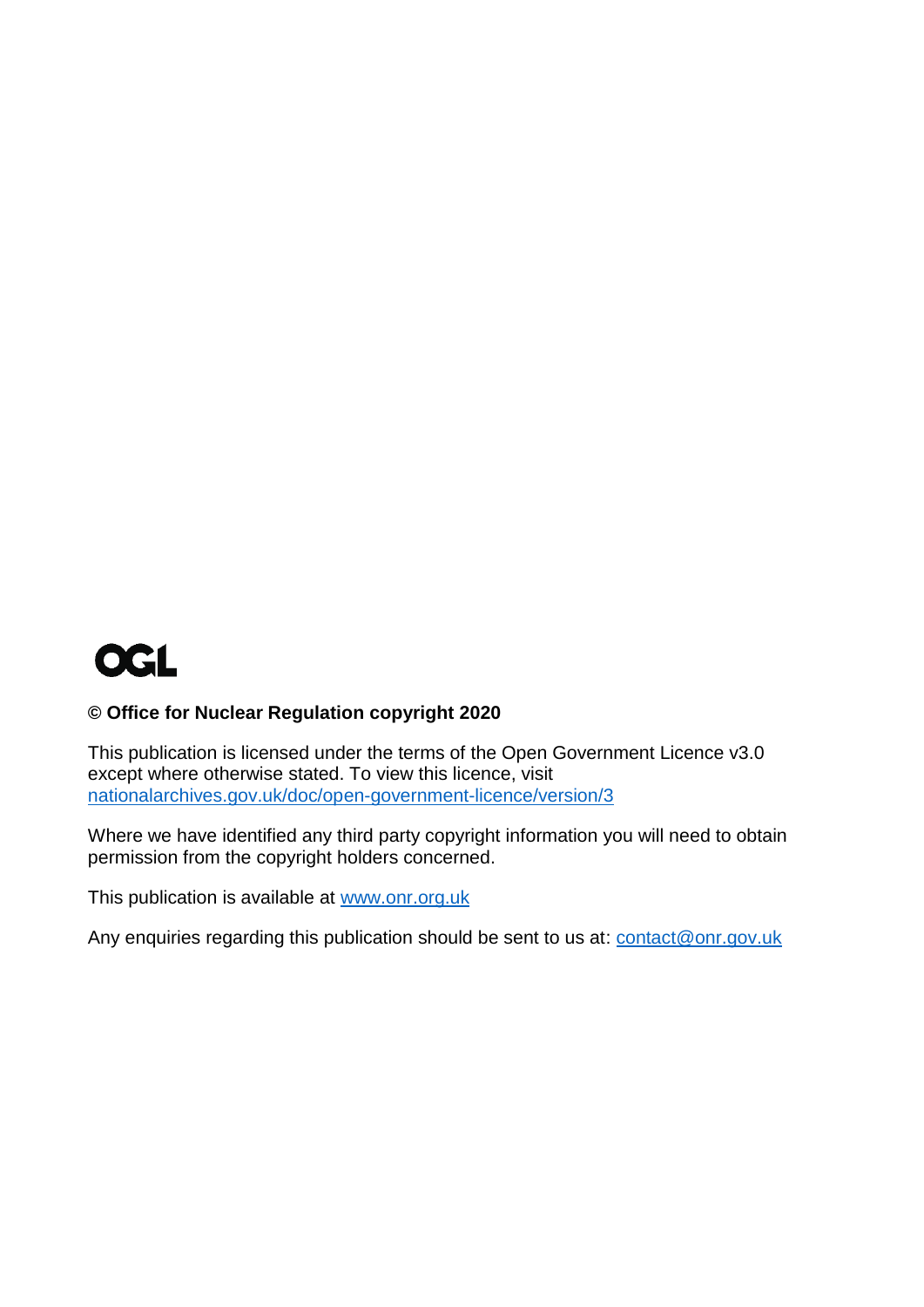OGL

**© Office for Nuclear Regulation copyright 2020**

This publication is licensed under the terms of the Open Government Licence v3.0 except where otherwise stated. To view this licence, visit nationalarchives.gov.uk/doc/open-government-licence/version/3

Where we have identified any third party copyright information you will need to obtain permission from the copyright holders concerned.

This publication is available at www.onr.org.uk

Any enquiries regarding this publication should be sent to us at: contact@onr.gov.uk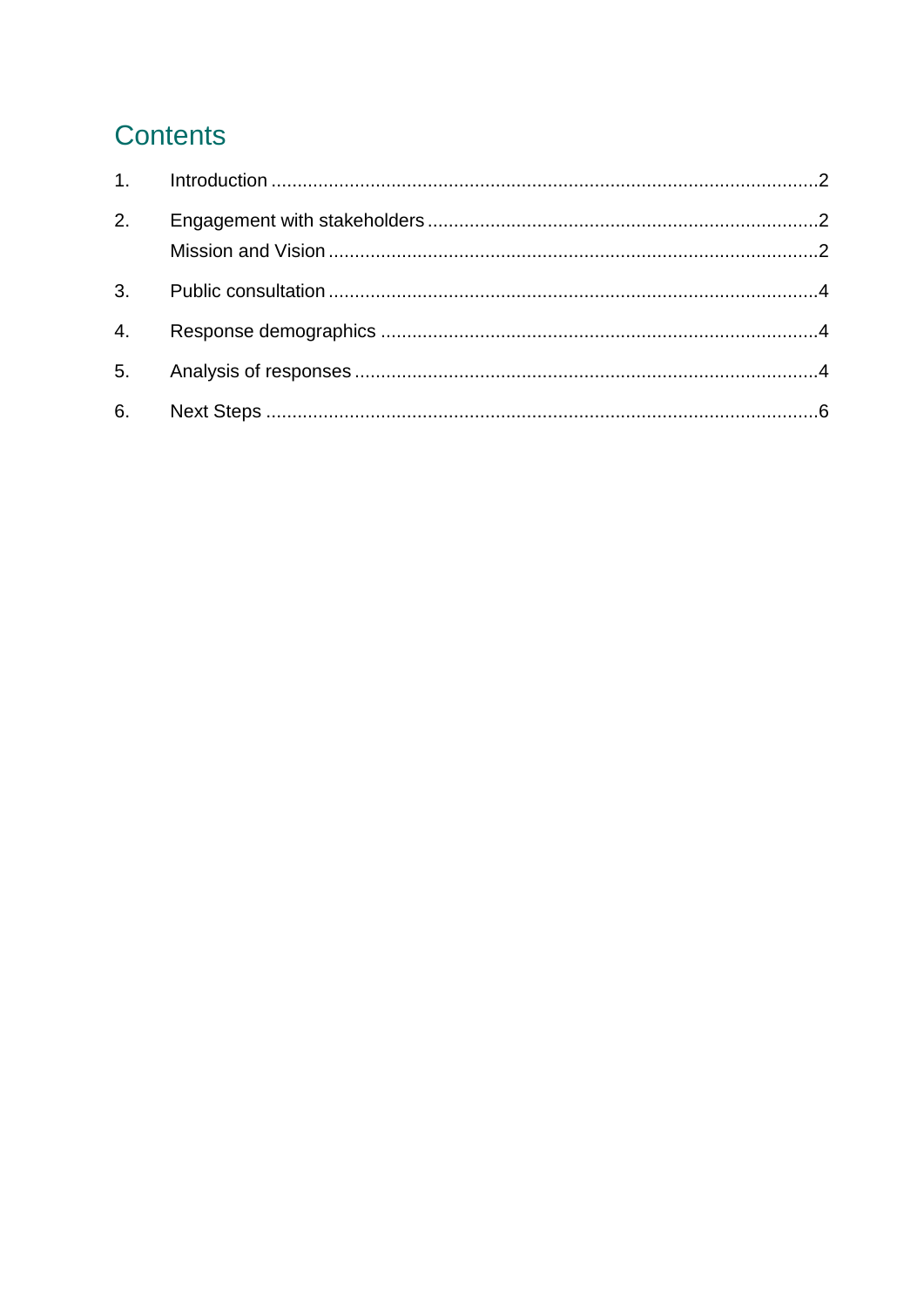# Contents

1. Introduction .......................................................................................................2
2. Engagement with stakeholders .........................................................................2
   Mission and Vision ...........................................................................................2
3. Public consultation ............................................................................................4
4. Response demographics ..................................................................................4
5. Analysis of responses .......................................................................................4
6. Next Steps .........................................................................................................6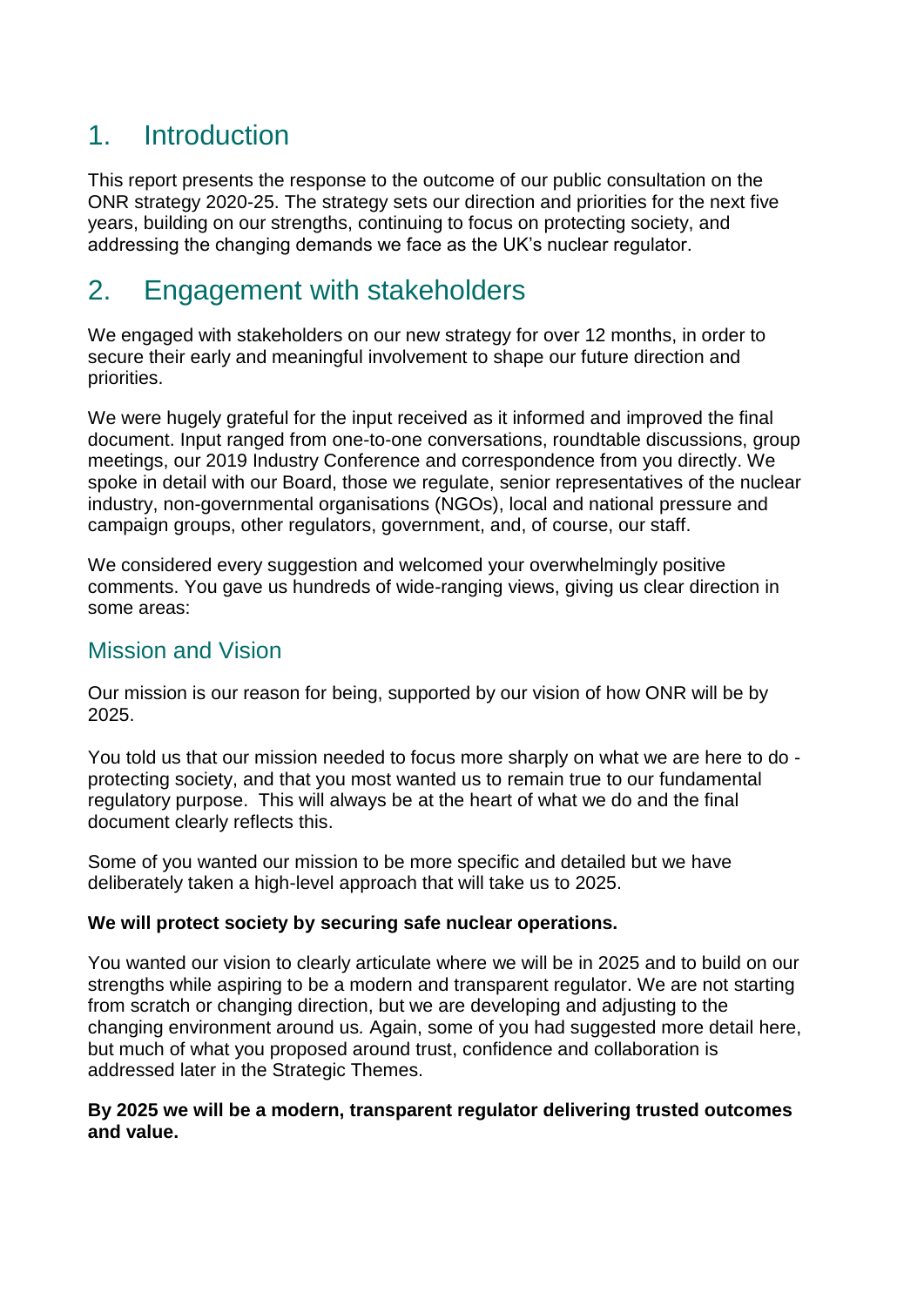# 1. Introduction

This report presents the response to the outcome of our public consultation on the ONR strategy 2020-25. The strategy sets our direction and priorities for the next five years, building on our strengths, continuing to focus on protecting society, and addressing the changing demands we face as the UK's nuclear regulator.

# 2. Engagement with stakeholders

We engaged with stakeholders on our new strategy for over 12 months, in order to secure their early and meaningful involvement to shape our future direction and priorities.

We were hugely grateful for the input received as it informed and improved the final document. Input ranged from one-to-one conversations, roundtable discussions, group meetings, our 2019 Industry Conference and correspondence from you directly. We spoke in detail with our Board, those we regulate, senior representatives of the nuclear industry, non-governmental organisations (NGOs), local and national pressure and campaign groups, other regulators, government, and, of course, our staff.

We considered every suggestion and welcomed your overwhelmingly positive comments. You gave us hundreds of wide-ranging views, giving us clear direction in some areas:

## Mission and Vision

Our mission is our reason for being, supported by our vision of how ONR will be by 2025.

You told us that our mission needed to focus more sharply on what we are here to do - protecting society, and that you most wanted us to remain true to our fundamental regulatory purpose. This will always be at the heart of what we do and the final document clearly reflects this.

Some of you wanted our mission to be more specific and detailed but we have deliberately taken a high-level approach that will take us to 2025.

**We will protect society by securing safe nuclear operations.**

You wanted our vision to clearly articulate where we will be in 2025 and to build on our strengths while aspiring to be a modern and transparent regulator. We are not starting from scratch or changing direction, but we are developing and adjusting to the changing environment around us. Again, some of you had suggested more detail here, but much of what you proposed around trust, confidence and collaboration is addressed later in the Strategic Themes.

**By 2025 we will be a modern, transparent regulator delivering trusted outcomes and value.**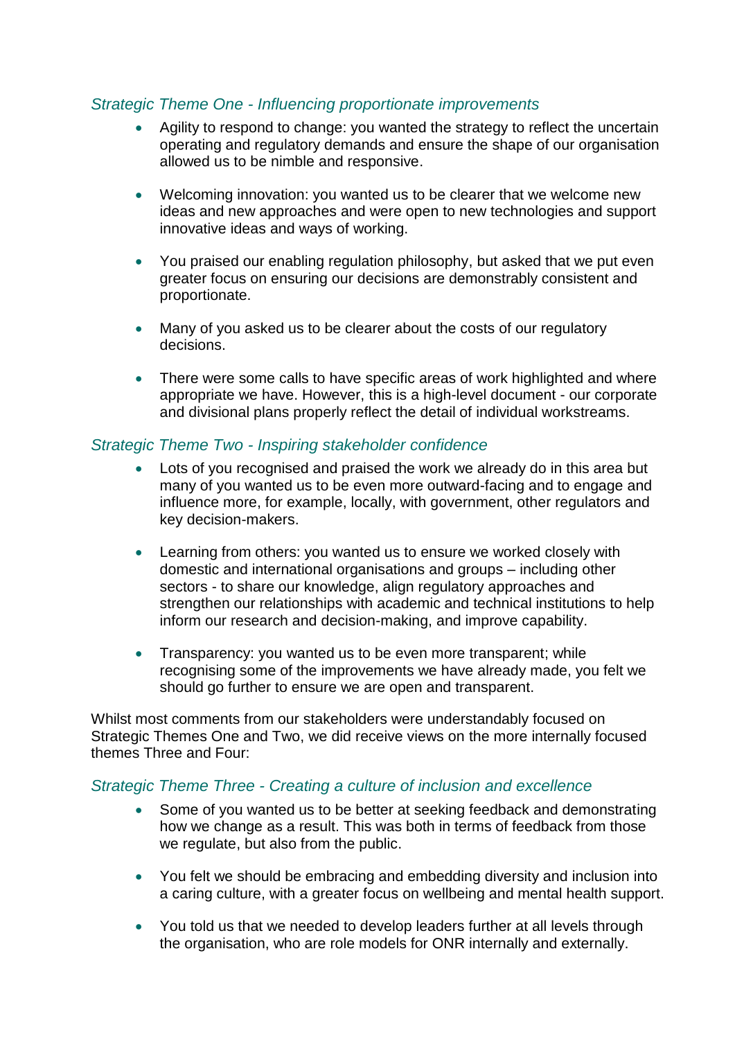### *Strategic Theme One - Influencing proportionate improvements*

- Agility to respond to change: you wanted the strategy to reflect the uncertain operating and regulatory demands and ensure the shape of our organisation allowed us to be nimble and responsive.
- Welcoming innovation: you wanted us to be clearer that we welcome new ideas and new approaches and were open to new technologies and support innovative ideas and ways of working.
- You praised our enabling regulation philosophy, but asked that we put even greater focus on ensuring our decisions are demonstrably consistent and proportionate.
- Many of you asked us to be clearer about the costs of our regulatory decisions.
- There were some calls to have specific areas of work highlighted and where appropriate we have. However, this is a high-level document - our corporate and divisional plans properly reflect the detail of individual workstreams.

### *Strategic Theme Two - Inspiring stakeholder confidence*

- Lots of you recognised and praised the work we already do in this area but many of you wanted us to be even more outward-facing and to engage and influence more, for example, locally, with government, other regulators and key decision-makers.
- Learning from others: you wanted us to ensure we worked closely with domestic and international organisations and groups – including other sectors - to share our knowledge, align regulatory approaches and strengthen our relationships with academic and technical institutions to help inform our research and decision-making, and improve capability.
- Transparency: you wanted us to be even more transparent; while recognising some of the improvements we have already made, you felt we should go further to ensure we are open and transparent.

Whilst most comments from our stakeholders were understandably focused on Strategic Themes One and Two, we did receive views on the more internally focused themes Three and Four:

### *Strategic Theme Three - Creating a culture of inclusion and excellence*

- Some of you wanted us to be better at seeking feedback and demonstrating how we change as a result. This was both in terms of feedback from those we regulate, but also from the public.
- You felt we should be embracing and embedding diversity and inclusion into a caring culture, with a greater focus on wellbeing and mental health support.
- You told us that we needed to develop leaders further at all levels through the organisation, who are role models for ONR internally and externally.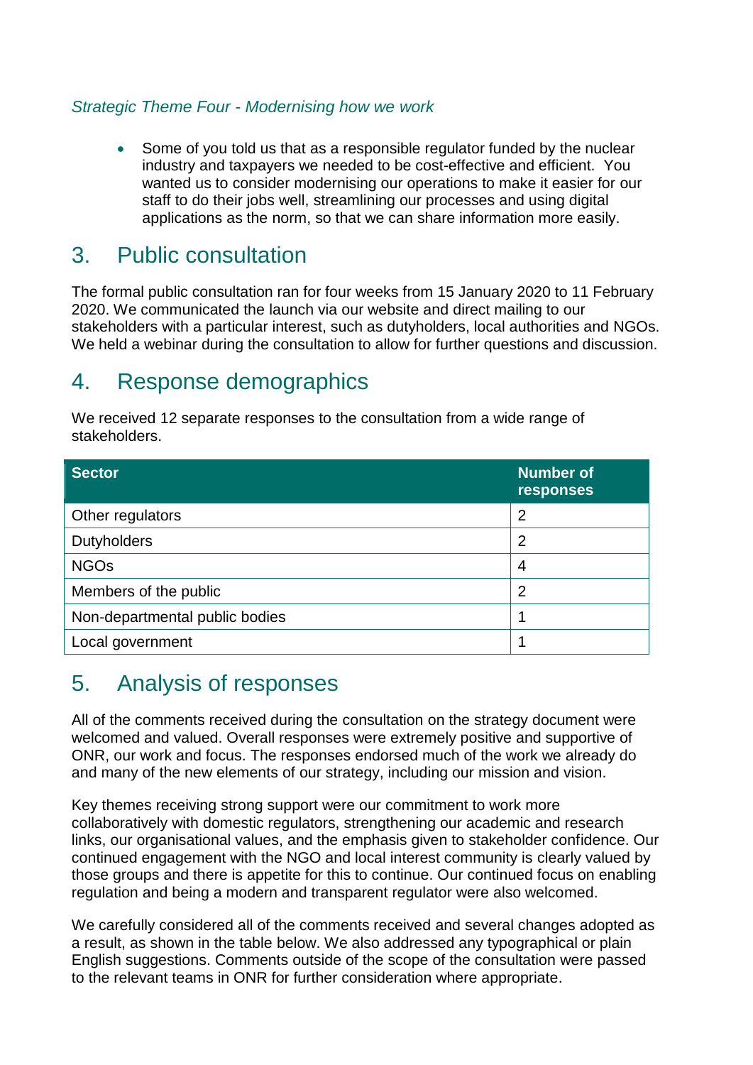*Strategic Theme Four - Modernising how we work*

- Some of you told us that as a responsible regulator funded by the nuclear industry and taxpayers we needed to be cost-effective and efficient. You wanted us to consider modernising our operations to make it easier for our staff to do their jobs well, streamlining our processes and using digital applications as the norm, so that we can share information more easily.

## 3. Public consultation

The formal public consultation ran for four weeks from 15 January 2020 to 11 February 2020. We communicated the launch via our website and direct mailing to our stakeholders with a particular interest, such as dutyholders, local authorities and NGOs. We held a webinar during the consultation to allow for further questions and discussion.

## 4. Response demographics

We received 12 separate responses to the consultation from a wide range of stakeholders.

| Sector | Number of responses |
|---|---|
| Other regulators | 2 |
| Dutyholders | 2 |
| NGOs | 4 |
| Members of the public | 2 |
| Non-departmental public bodies | 1 |
| Local government | 1 |

## 5. Analysis of responses

All of the comments received during the consultation on the strategy document were welcomed and valued. Overall responses were extremely positive and supportive of ONR, our work and focus. The responses endorsed much of the work we already do and many of the new elements of our strategy, including our mission and vision.

Key themes receiving strong support were our commitment to work more collaboratively with domestic regulators, strengthening our academic and research links, our organisational values, and the emphasis given to stakeholder confidence. Our continued engagement with the NGO and local interest community is clearly valued by those groups and there is appetite for this to continue. Our continued focus on enabling regulation and being a modern and transparent regulator were also welcomed.

We carefully considered all of the comments received and several changes adopted as a result, as shown in the table below. We also addressed any typographical or plain English suggestions. Comments outside of the scope of the consultation were passed to the relevant teams in ONR for further consideration where appropriate.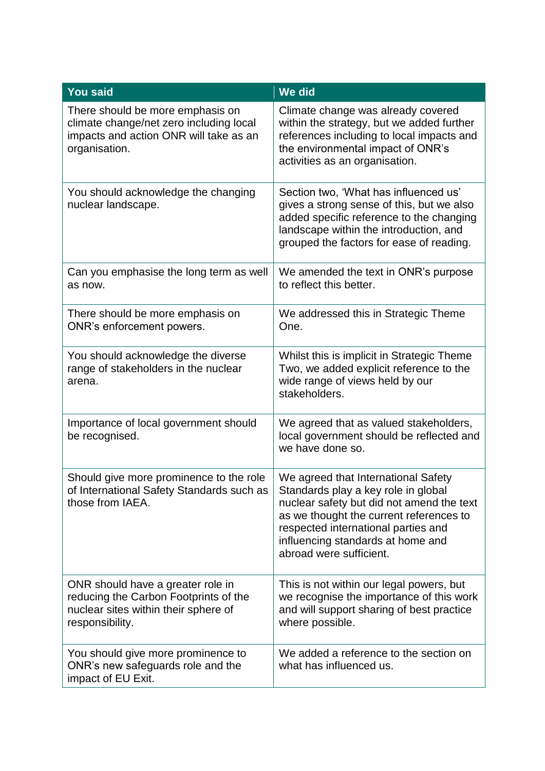| You said | We did |
| --- | --- |
| There should be more emphasis on climate change/net zero including local impacts and action ONR will take as an organisation. | Climate change was already covered within the strategy, but we added further references including to local impacts and the environmental impact of ONR's activities as an organisation. |
| You should acknowledge the changing nuclear landscape. | Section two, 'What has influenced us' gives a strong sense of this, but we also added specific reference to the changing landscape within the introduction, and grouped the factors for ease of reading. |
| Can you emphasise the long term as well as now. | We amended the text in ONR's purpose to reflect this better. |
| There should be more emphasis on ONR's enforcement powers. | We addressed this in Strategic Theme One. |
| You should acknowledge the diverse range of stakeholders in the nuclear arena. | Whilst this is implicit in Strategic Theme Two, we added explicit reference to the wide range of views held by our stakeholders. |
| Importance of local government should be recognised. | We agreed that as valued stakeholders, local government should be reflected and we have done so. |
| Should give more prominence to the role of International Safety Standards such as those from IAEA. | We agreed that International Safety Standards play a key role in global nuclear safety but did not amend the text as we thought the current references to respected international parties and influencing standards at home and abroad were sufficient. |
| ONR should have a greater role in reducing the Carbon Footprints of the nuclear sites within their sphere of responsibility. | This is not within our legal powers, but we recognise the importance of this work and will support sharing of best practice where possible. |
| You should give more prominence to ONR's new safeguards role and the impact of EU Exit. | We added a reference to the section on what has influenced us. |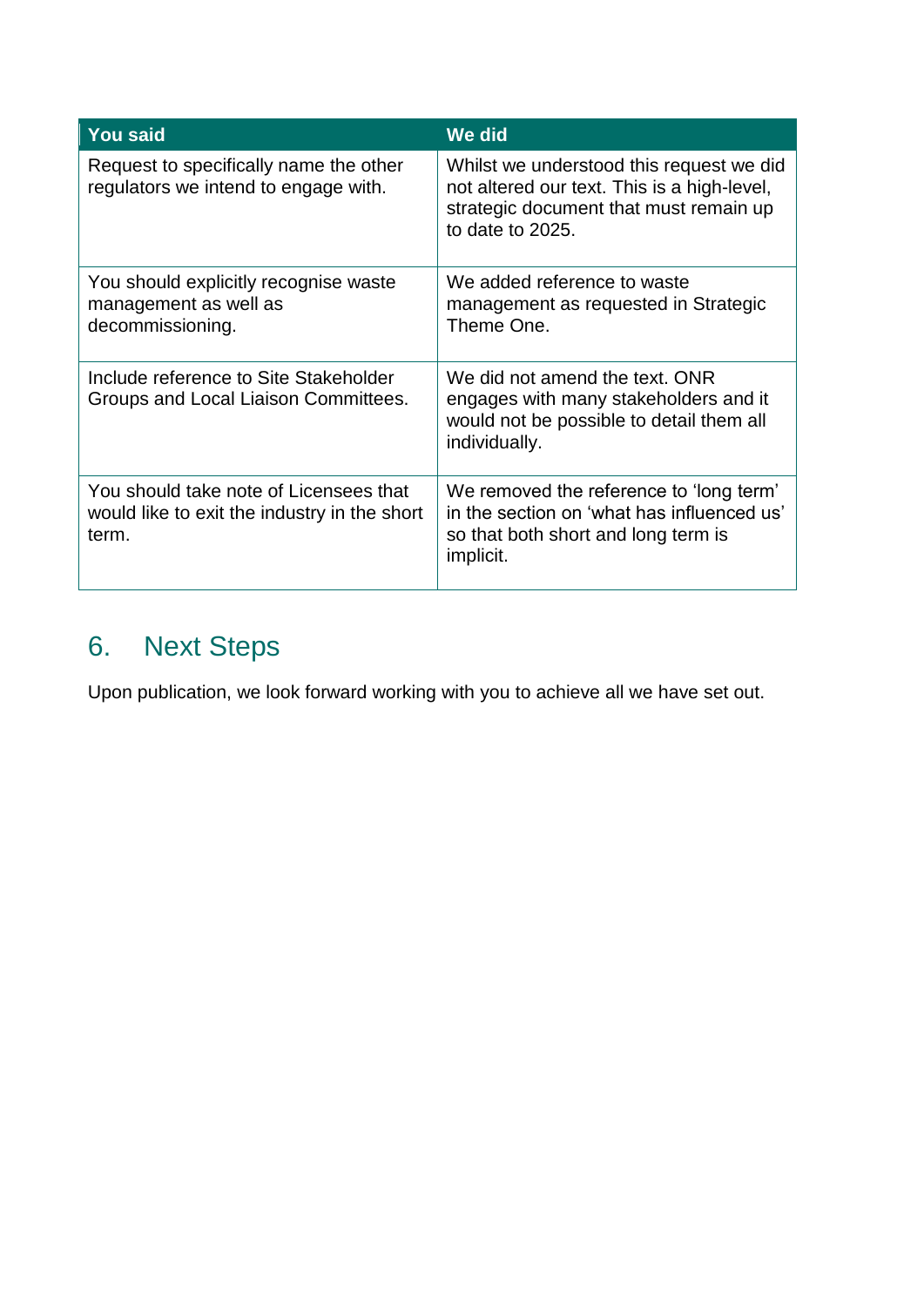| You said | We did |
| --- | --- |
| Request to specifically name the other regulators we intend to engage with. | Whilst we understood this request we did not altered our text. This is a high-level, strategic document that must remain up to date to 2025. |
| You should explicitly recognise waste management as well as decommissioning. | We added reference to waste management as requested in Strategic Theme One. |
| Include reference to Site Stakeholder Groups and Local Liaison Committees. | We did not amend the text. ONR engages with many stakeholders and it would not be possible to detail them all individually. |
| You should take note of Licensees that would like to exit the industry in the short term. | We removed the reference to 'long term' in the section on 'what has influenced us' so that both short and long term is implicit. |

## 6. Next Steps

Upon publication, we look forward working with you to achieve all we have set out.